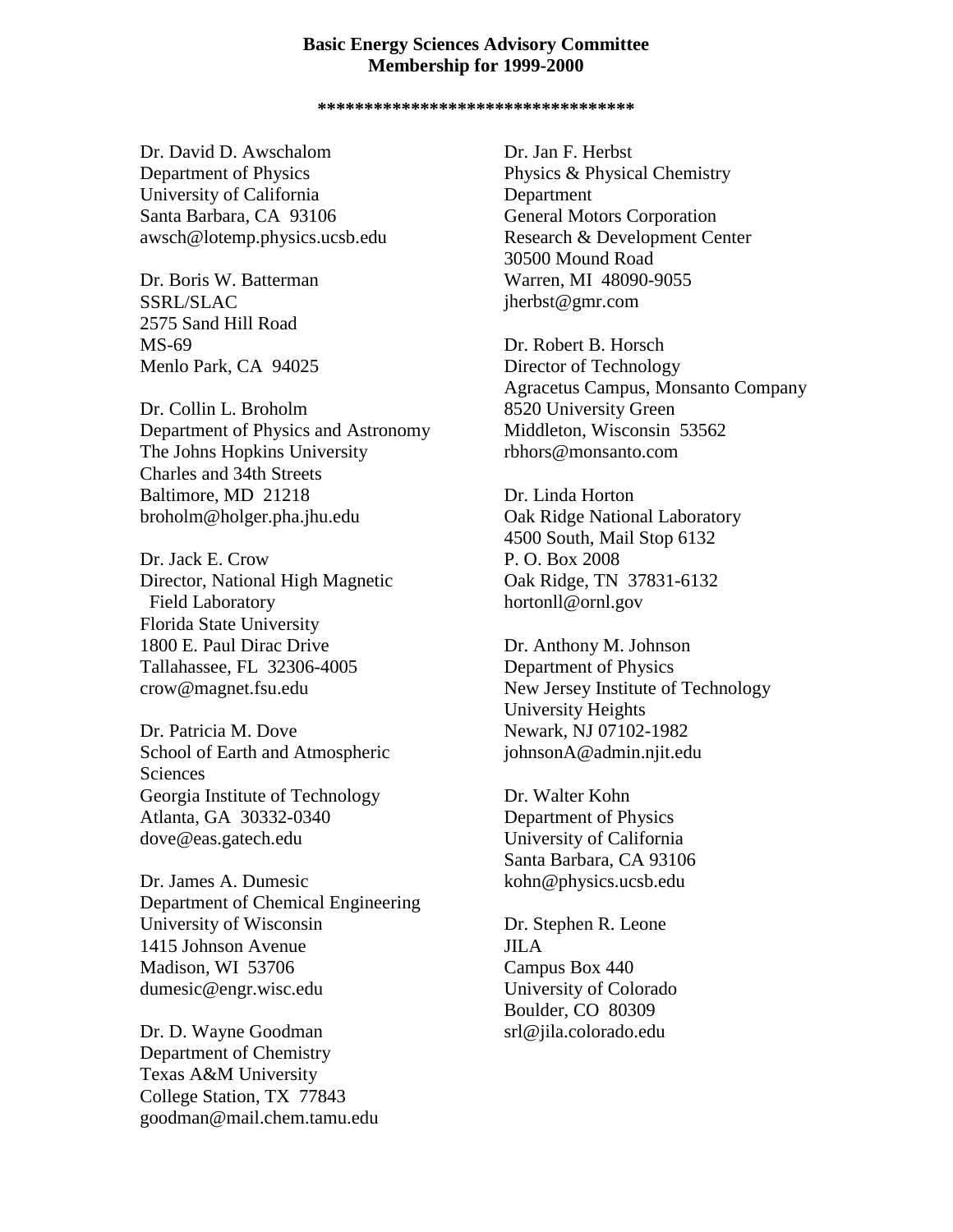**Basic Energy Sciences Advisory Committee**
**Membership for 1999-2000**

**********************************

Dr. David D. Awschalom
Department of Physics
University of California
Santa Barbara, CA 93106
awsch@lotemp.physics.ucsb.edu

Dr. Boris W. Batterman
SSRL/SLAC
2575 Sand Hill Road
MS-69
Menlo Park, CA 94025

Dr. Collin L. Broholm
Department of Physics and Astronomy
The Johns Hopkins University
Charles and 34th Streets
Baltimore, MD 21218
broholm@holger.pha.jhu.edu

Dr. Jack E. Crow
Director, National High Magnetic
Field Laboratory
Florida State University
1800 E. Paul Dirac Drive
Tallahassee, FL 32306-4005
crow@magnet.fsu.edu

Dr. Patricia M. Dove
School of Earth and Atmospheric
Sciences
Georgia Institute of Technology
Atlanta, GA 30332-0340
dove@eas.gatech.edu

Dr. James A. Dumesic
Department of Chemical Engineering
University of Wisconsin
1415 Johnson Avenue
Madison, WI 53706
dumesic@engr.wisc.edu

Dr. D. Wayne Goodman
Department of Chemistry
Texas A&M University
College Station, TX 77843
goodman@mail.chem.tamu.edu

Dr. Jan F. Herbst
Physics & Physical Chemistry
Department
General Motors Corporation
Research & Development Center
30500 Mound Road
Warren, MI 48090-9055
jherbst@gmr.com

Dr. Robert B. Horsch
Director of Technology
Agracetus Campus, Monsanto Company
8520 University Green
Middleton, Wisconsin 53562
rbhors@monsanto.com

Dr. Linda Horton
Oak Ridge National Laboratory
4500 South, Mail Stop 6132
P. O. Box 2008
Oak Ridge, TN 37831-6132
hortonll@ornl.gov

Dr. Anthony M. Johnson
Department of Physics
New Jersey Institute of Technology
University Heights
Newark, NJ 07102-1982
johnsonA@admin.njit.edu

Dr. Walter Kohn
Department of Physics
University of California
Santa Barbara, CA 93106
kohn@physics.ucsb.edu

Dr. Stephen R. Leone
JILA
Campus Box 440
University of Colorado
Boulder, CO 80309
srl@jila.colorado.edu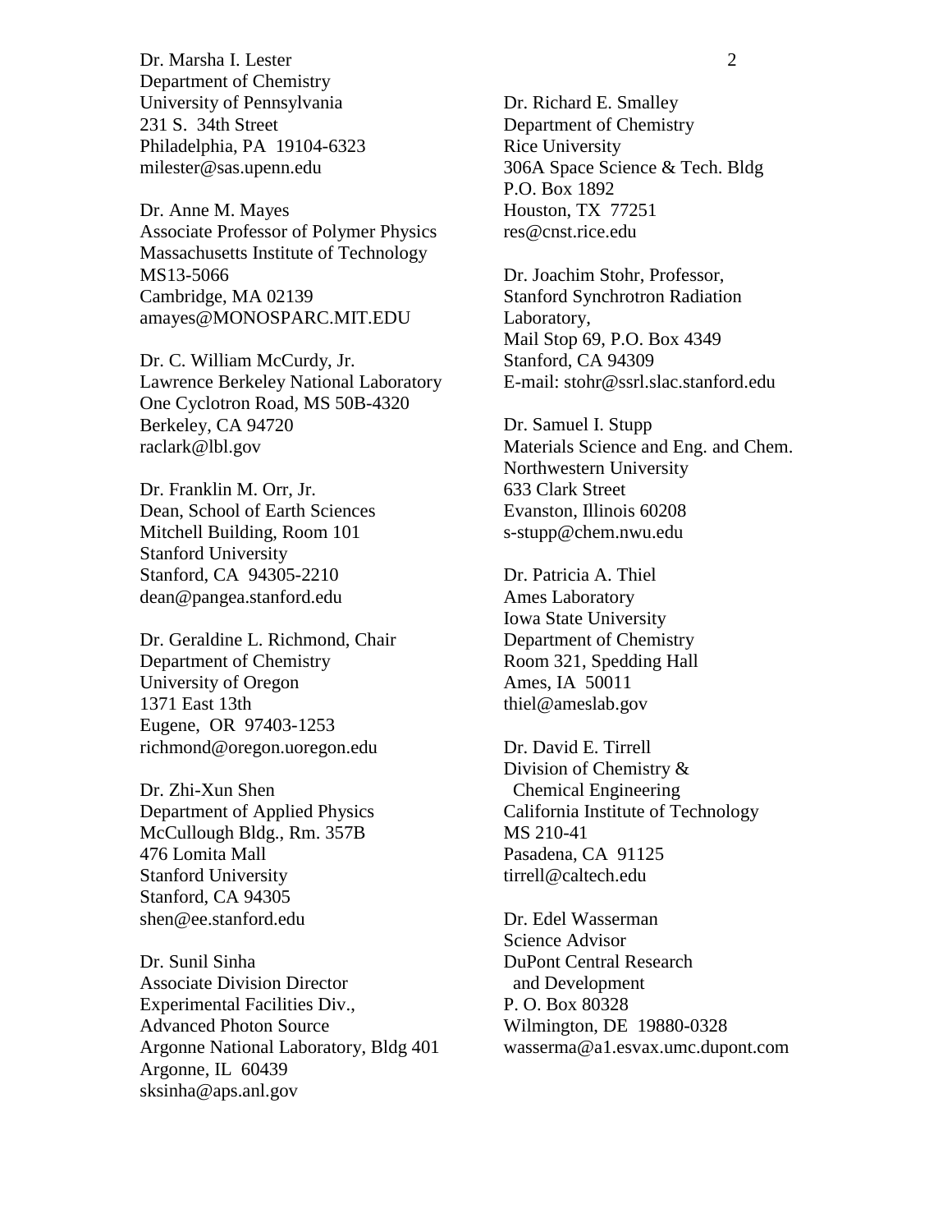Dr. Marsha I. Lester
Department of Chemistry
University of Pennsylvania
231 S. 34th Street
Philadelphia, PA 19104-6323
milester@sas.upenn.edu

Dr. Anne M. Mayes
Associate Professor of Polymer Physics
Massachusetts Institute of Technology
MS13-5066
Cambridge, MA 02139
amayes@MONOSPARC.MIT.EDU

Dr. C. William McCurdy, Jr.
Lawrence Berkeley National Laboratory
One Cyclotron Road, MS 50B-4320
Berkeley, CA 94720
raclark@lbl.gov

Dr. Franklin M. Orr, Jr.
Dean, School of Earth Sciences
Mitchell Building, Room 101
Stanford University
Stanford, CA 94305-2210
dean@pangea.stanford.edu

Dr. Geraldine L. Richmond, Chair
Department of Chemistry
University of Oregon
1371 East 13th
Eugene, OR 97403-1253
richmond@oregon.uoregon.edu

Dr. Zhi-Xun Shen
Department of Applied Physics
McCullough Bldg., Rm. 357B
476 Lomita Mall
Stanford University
Stanford, CA 94305
shen@ee.stanford.edu

Dr. Sunil Sinha
Associate Division Director
Experimental Facilities Div.,
Advanced Photon Source
Argonne National Laboratory, Bldg 401
Argonne, IL 60439
sksinha@aps.anl.gov

Dr. Richard E. Smalley
Department of Chemistry
Rice University
306A Space Science & Tech. Bldg
P.O. Box 1892
Houston, TX 77251
res@cnst.rice.edu

Dr. Joachim Stohr, Professor,
Stanford Synchrotron Radiation Laboratory,
Mail Stop 69, P.O. Box 4349
Stanford, CA 94309
E-mail: stohr@ssrl.slac.stanford.edu

Dr. Samuel I. Stupp
Materials Science and Eng. and Chem.
Northwestern University
633 Clark Street
Evanston, Illinois 60208
s-stupp@chem.nwu.edu

Dr. Patricia A. Thiel
Ames Laboratory
Iowa State University
Department of Chemistry
Room 321, Spedding Hall
Ames, IA 50011
thiel@ameslab.gov

Dr. David E. Tirrell
Division of Chemistry & Chemical Engineering
California Institute of Technology
MS 210-41
Pasadena, CA 91125
tirrell@caltech.edu

Dr. Edel Wasserman
Science Advisor
DuPont Central Research and Development
P. O. Box 80328
Wilmington, DE 19880-0328
wasserma@a1.esvax.umc.dupont.com